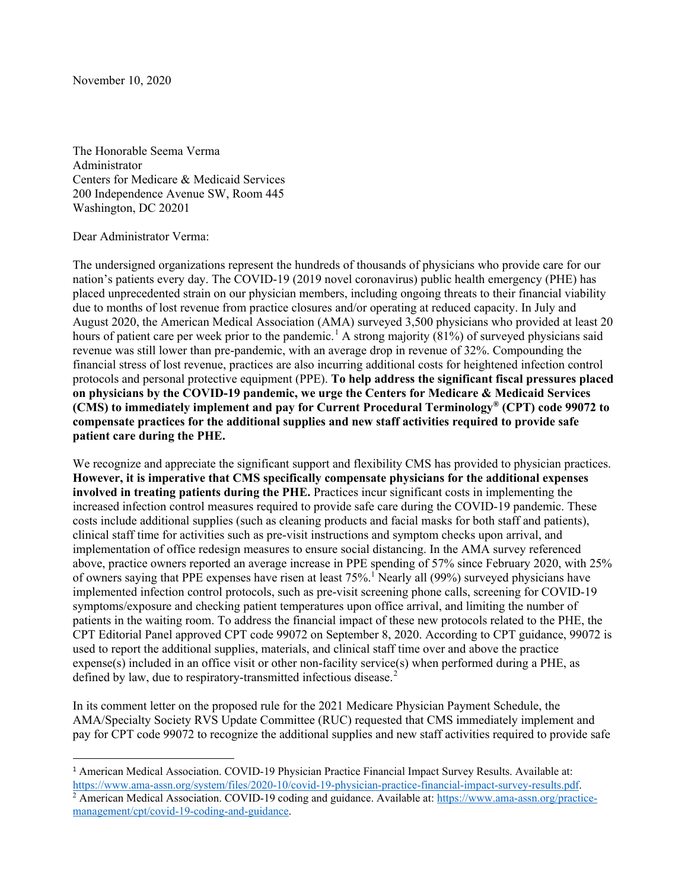November 10, 2020

The Honorable Seema Verma  
Administrator  
Centers for Medicare & Medicaid Services  
200 Independence Avenue SW, Room 445  
Washington, DC 20201

Dear Administrator Verma:

The undersigned organizations represent the hundreds of thousands of physicians who provide care for our nation's patients every day. The COVID-19 (2019 novel coronavirus) public health emergency (PHE) has placed unprecedented strain on our physician members, including ongoing threats to their financial viability due to months of lost revenue from practice closures and/or operating at reduced capacity. In July and August 2020, the American Medical Association (AMA) surveyed 3,500 physicians who provided at least 20 hours of patient care per week prior to the pandemic.[1] A strong majority (81%) of surveyed physicians said revenue was still lower than pre-pandemic, with an average drop in revenue of 32%. Compounding the financial stress of lost revenue, practices are also incurring additional costs for heightened infection control protocols and personal protective equipment (PPE). **To help address the significant fiscal pressures placed on physicians by the COVID-19 pandemic, we urge the Centers for Medicare & Medicaid Services (CMS) to immediately implement and pay for Current Procedural Terminology® (CPT) code 99072 to compensate practices for the additional supplies and new staff activities required to provide safe patient care during the PHE.**

We recognize and appreciate the significant support and flexibility CMS has provided to physician practices. **However, it is imperative that CMS specifically compensate physicians for the additional expenses involved in treating patients during the PHE.** Practices incur significant costs in implementing the increased infection control measures required to provide safe care during the COVID-19 pandemic. These costs include additional supplies (such as cleaning products and facial masks for both staff and patients), clinical staff time for activities such as pre-visit instructions and symptom checks upon arrival, and implementation of office redesign measures to ensure social distancing. In the AMA survey referenced above, practice owners reported an average increase in PPE spending of 57% since February 2020, with 25% of owners saying that PPE expenses have risen at least 75%.[1] Nearly all (99%) surveyed physicians have implemented infection control protocols, such as pre-visit screening phone calls, screening for COVID-19 symptoms/exposure and checking patient temperatures upon office arrival, and limiting the number of patients in the waiting room. To address the financial impact of these new protocols related to the PHE, the CPT Editorial Panel approved CPT code 99072 on September 8, 2020. According to CPT guidance, 99072 is used to report the additional supplies, materials, and clinical staff time over and above the practice expense(s) included in an office visit or other non-facility service(s) when performed during a PHE, as defined by law, due to respiratory-transmitted infectious disease.[2]

In its comment letter on the proposed rule for the 2021 Medicare Physician Payment Schedule, the AMA/Specialty Society RVS Update Committee (RUC) requested that CMS immediately implement and pay for CPT code 99072 to recognize the additional supplies and new staff activities required to provide safe

---

[1] American Medical Association. COVID-19 Physician Practice Financial Impact Survey Results. Available at: https://www.ama-assn.org/system/files/2020-10/covid-19-physician-practice-financial-impact-survey-results.pdf.

[2] American Medical Association. COVID-19 coding and guidance. Available at: https://www.ama-assn.org/practice-management/cpt/covid-19-coding-and-guidance.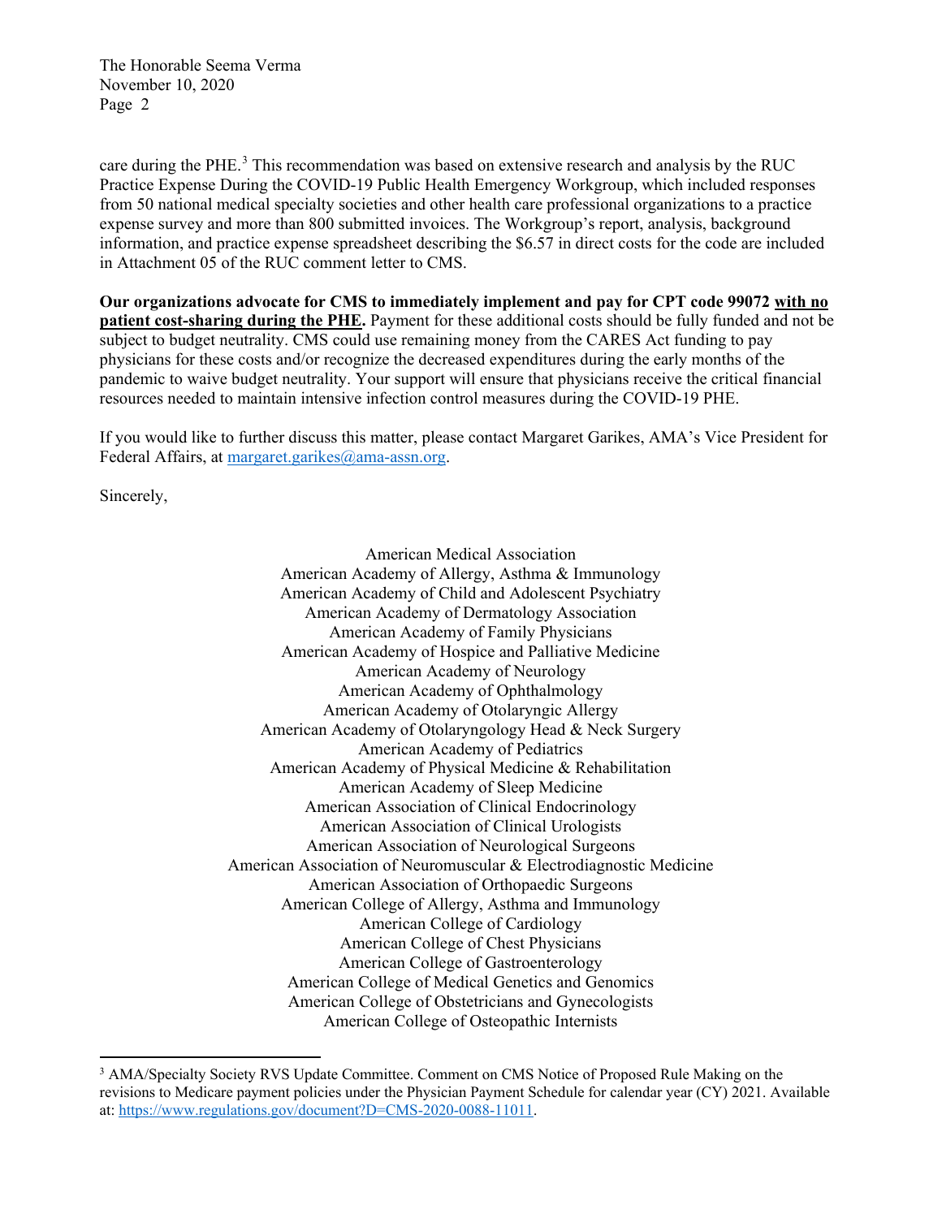care during the PHE.[3] This recommendation was based on extensive research and analysis by the RUC Practice Expense During the COVID-19 Public Health Emergency Workgroup, which included responses from 50 national medical specialty societies and other health care professional organizations to a practice expense survey and more than 800 submitted invoices. The Workgroup's report, analysis, background information, and practice expense spreadsheet describing the $6.57 in direct costs for the code are included in Attachment 05 of the RUC comment letter to CMS.

**Our organizations advocate for CMS to immediately implement and pay for CPT code 99072 <u>with no patient cost-sharing during the PHE</u>.** Payment for these additional costs should be fully funded and not be subject to budget neutrality. CMS could use remaining money from the CARES Act funding to pay physicians for these costs and/or recognize the decreased expenditures during the early months of the pandemic to waive budget neutrality. Your support will ensure that physicians receive the critical financial resources needed to maintain intensive infection control measures during the COVID-19 PHE.

If you would like to further discuss this matter, please contact Margaret Garikes, AMA's Vice President for Federal Affairs, at margaret.garikes@ama-assn.org.

Sincerely,

American Medical Association
American Academy of Allergy, Asthma & Immunology
American Academy of Child and Adolescent Psychiatry
American Academy of Dermatology Association
American Academy of Family Physicians
American Academy of Hospice and Palliative Medicine
American Academy of Neurology
American Academy of Ophthalmology
American Academy of Otolaryngic Allergy
American Academy of Otolaryngology Head & Neck Surgery
American Academy of Pediatrics
American Academy of Physical Medicine & Rehabilitation
American Academy of Sleep Medicine
American Association of Clinical Endocrinology
American Association of Clinical Urologists
American Association of Neurological Surgeons
American Association of Neuromuscular & Electrodiagnostic Medicine
American Association of Orthopaedic Surgeons
American College of Allergy, Asthma and Immunology
American College of Cardiology
American College of Chest Physicians
American College of Gastroenterology
American College of Medical Genetics and Genomics
American College of Obstetricians and Gynecologists
American College of Osteopathic Internists

[3] AMA/Specialty Society RVS Update Committee. Comment on CMS Notice of Proposed Rule Making on the revisions to Medicare payment policies under the Physician Payment Schedule for calendar year (CY) 2021. Available at: https://www.regulations.gov/document?D=CMS-2020-0088-11011.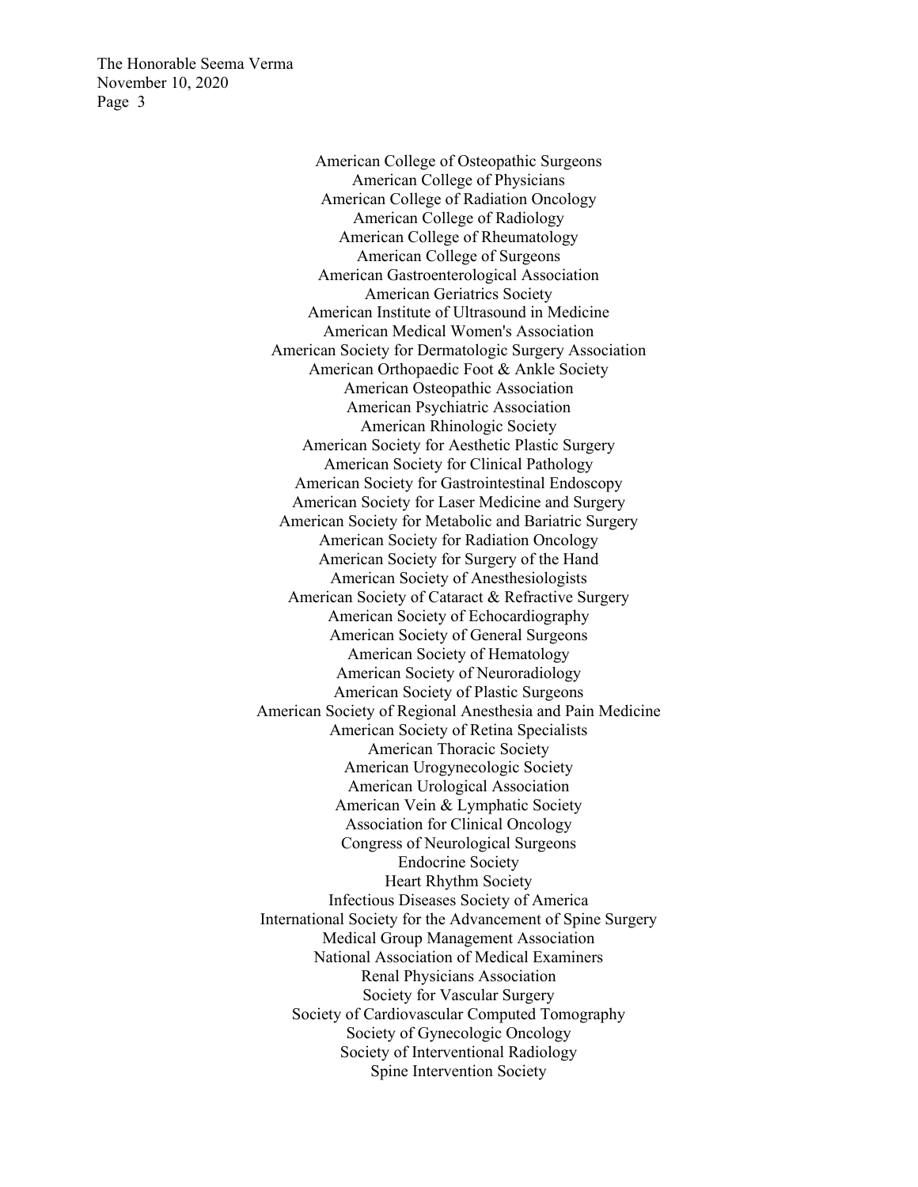American College of Osteopathic Surgeons
American College of Physicians
American College of Radiation Oncology
American College of Radiology
American College of Rheumatology
American College of Surgeons
American Gastroenterological Association
American Geriatrics Society
American Institute of Ultrasound in Medicine
American Medical Women's Association
American Society for Dermatologic Surgery Association
American Orthopaedic Foot & Ankle Society
American Osteopathic Association
American Psychiatric Association
American Rhinologic Society
American Society for Aesthetic Plastic Surgery
American Society for Clinical Pathology
American Society for Gastrointestinal Endoscopy
American Society for Laser Medicine and Surgery
American Society for Metabolic and Bariatric Surgery
American Society for Radiation Oncology
American Society for Surgery of the Hand
American Society of Anesthesiologists
American Society of Cataract & Refractive Surgery
American Society of Echocardiography
American Society of General Surgeons
American Society of Hematology
American Society of Neuroradiology
American Society of Plastic Surgeons
American Society of Regional Anesthesia and Pain Medicine
American Society of Retina Specialists
American Thoracic Society
American Urogynecologic Society
American Urological Association
American Vein & Lymphatic Society
Association for Clinical Oncology
Congress of Neurological Surgeons
Endocrine Society
Heart Rhythm Society
Infectious Diseases Society of America
International Society for the Advancement of Spine Surgery
Medical Group Management Association
National Association of Medical Examiners
Renal Physicians Association
Society for Vascular Surgery
Society of Cardiovascular Computed Tomography
Society of Gynecologic Oncology
Society of Interventional Radiology
Spine Intervention Society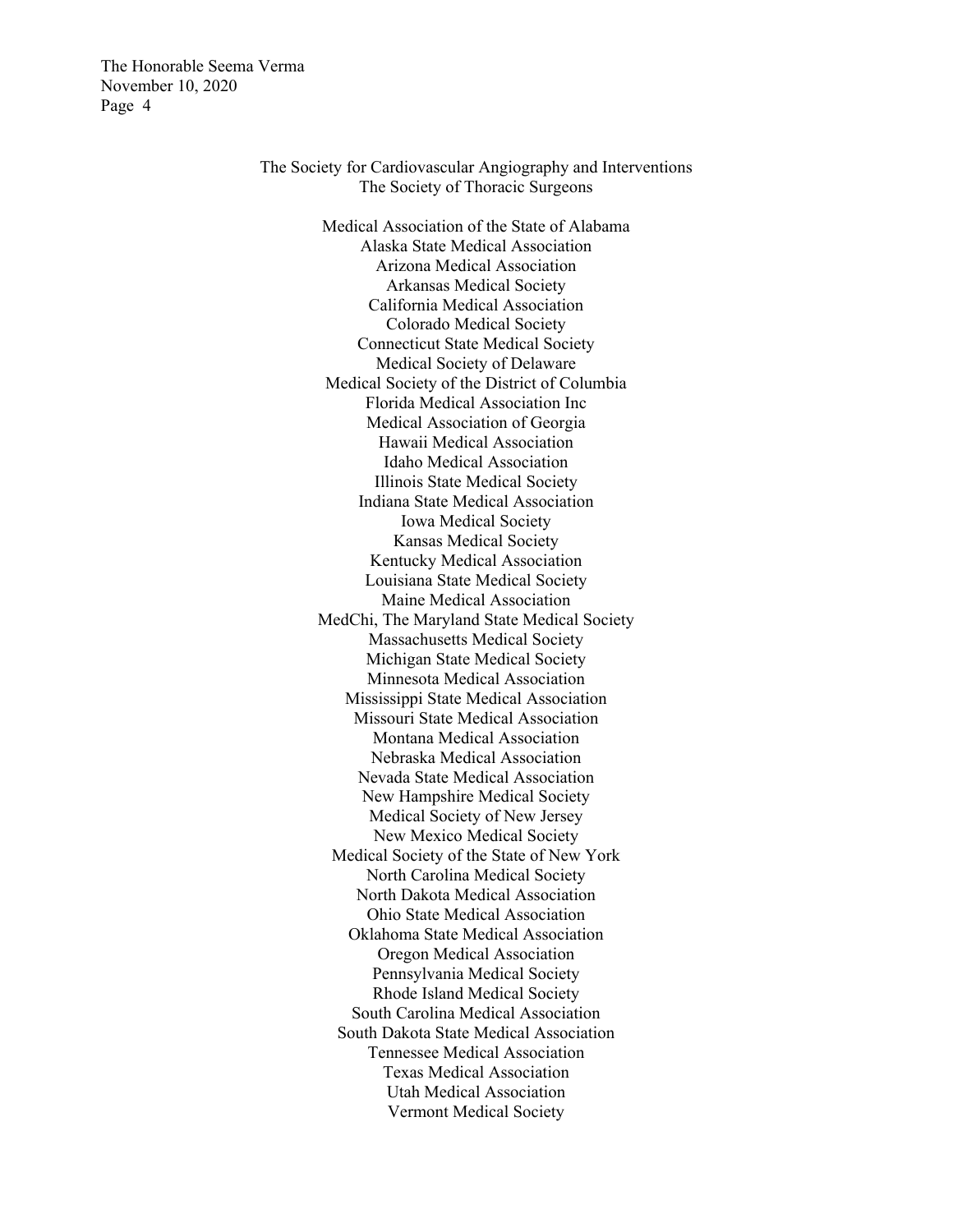The Society for Cardiovascular Angiography and Interventions
The Society of Thoracic Surgeons

Medical Association of the State of Alabama
Alaska State Medical Association
Arizona Medical Association
Arkansas Medical Society
California Medical Association
Colorado Medical Society
Connecticut State Medical Society
Medical Society of Delaware
Medical Society of the District of Columbia
Florida Medical Association Inc
Medical Association of Georgia
Hawaii Medical Association
Idaho Medical Association
Illinois State Medical Society
Indiana State Medical Association
Iowa Medical Society
Kansas Medical Society
Kentucky Medical Association
Louisiana State Medical Society
Maine Medical Association
MedChi, The Maryland State Medical Society
Massachusetts Medical Society
Michigan State Medical Society
Minnesota Medical Association
Mississippi State Medical Association
Missouri State Medical Association
Montana Medical Association
Nebraska Medical Association
Nevada State Medical Association
New Hampshire Medical Society
Medical Society of New Jersey
New Mexico Medical Society
Medical Society of the State of New York
North Carolina Medical Society
North Dakota Medical Association
Ohio State Medical Association
Oklahoma State Medical Association
Oregon Medical Association
Pennsylvania Medical Society
Rhode Island Medical Society
South Carolina Medical Association
South Dakota State Medical Association
Tennessee Medical Association
Texas Medical Association
Utah Medical Association
Vermont Medical Society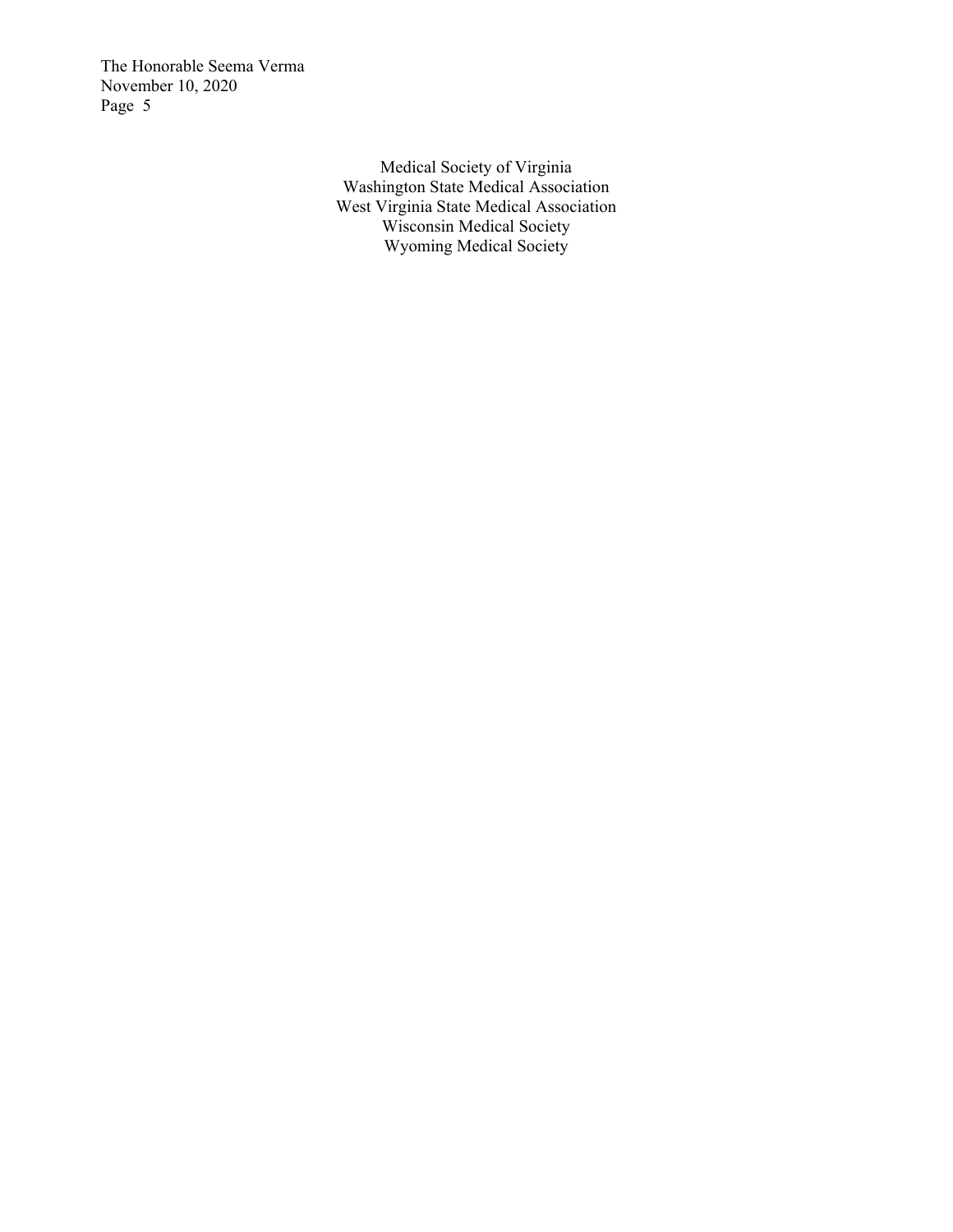Medical Society of Virginia
Washington State Medical Association
West Virginia State Medical Association
Wisconsin Medical Society
Wyoming Medical Society